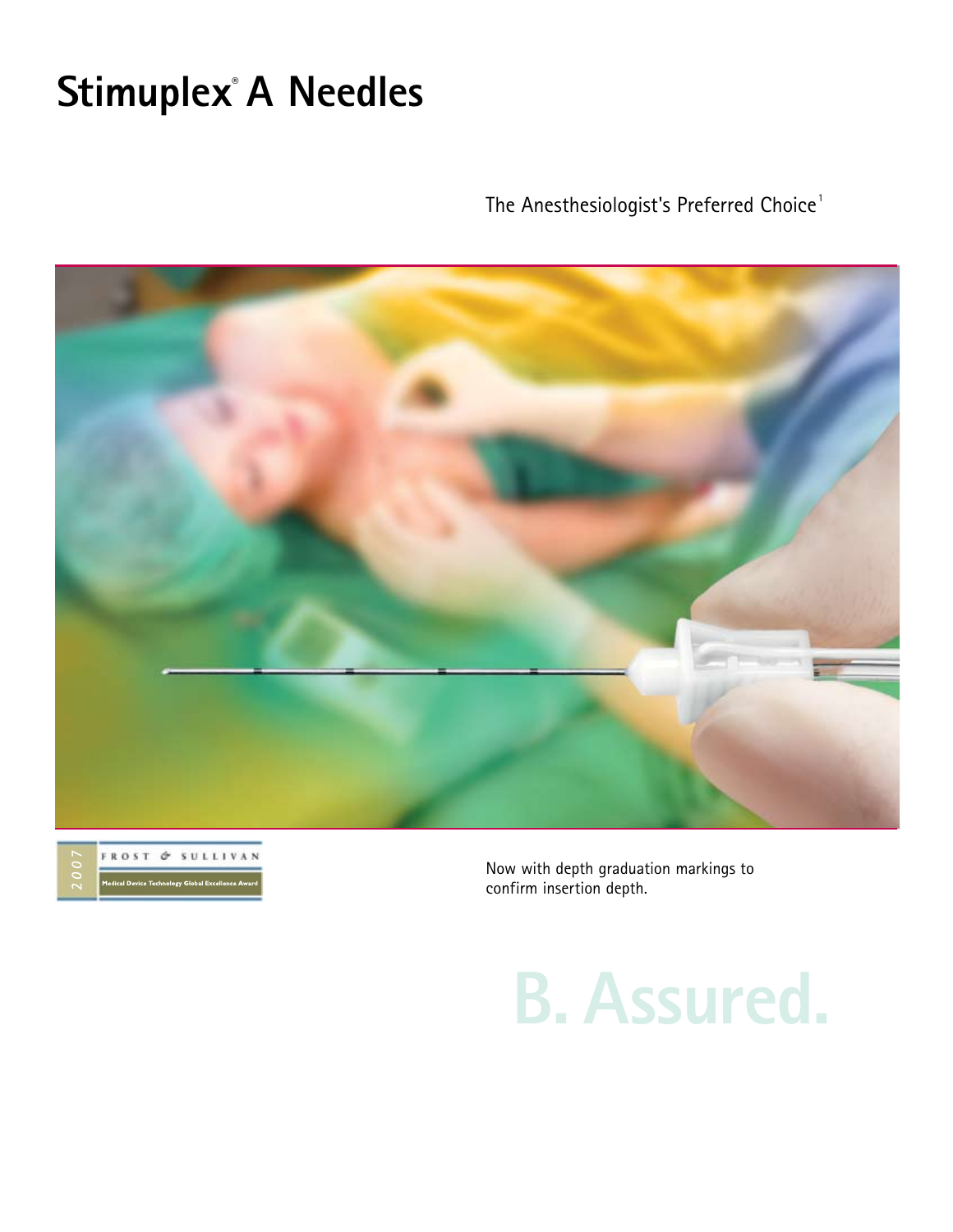# Stimuplex® A Needles

The Anesthesiologist's Preferred Choice[1]

2007 FROST & SULLIVAN Medical Device Technology Global Excellence Award

Now with depth graduation markings to confirm insertion depth.

B. Assured.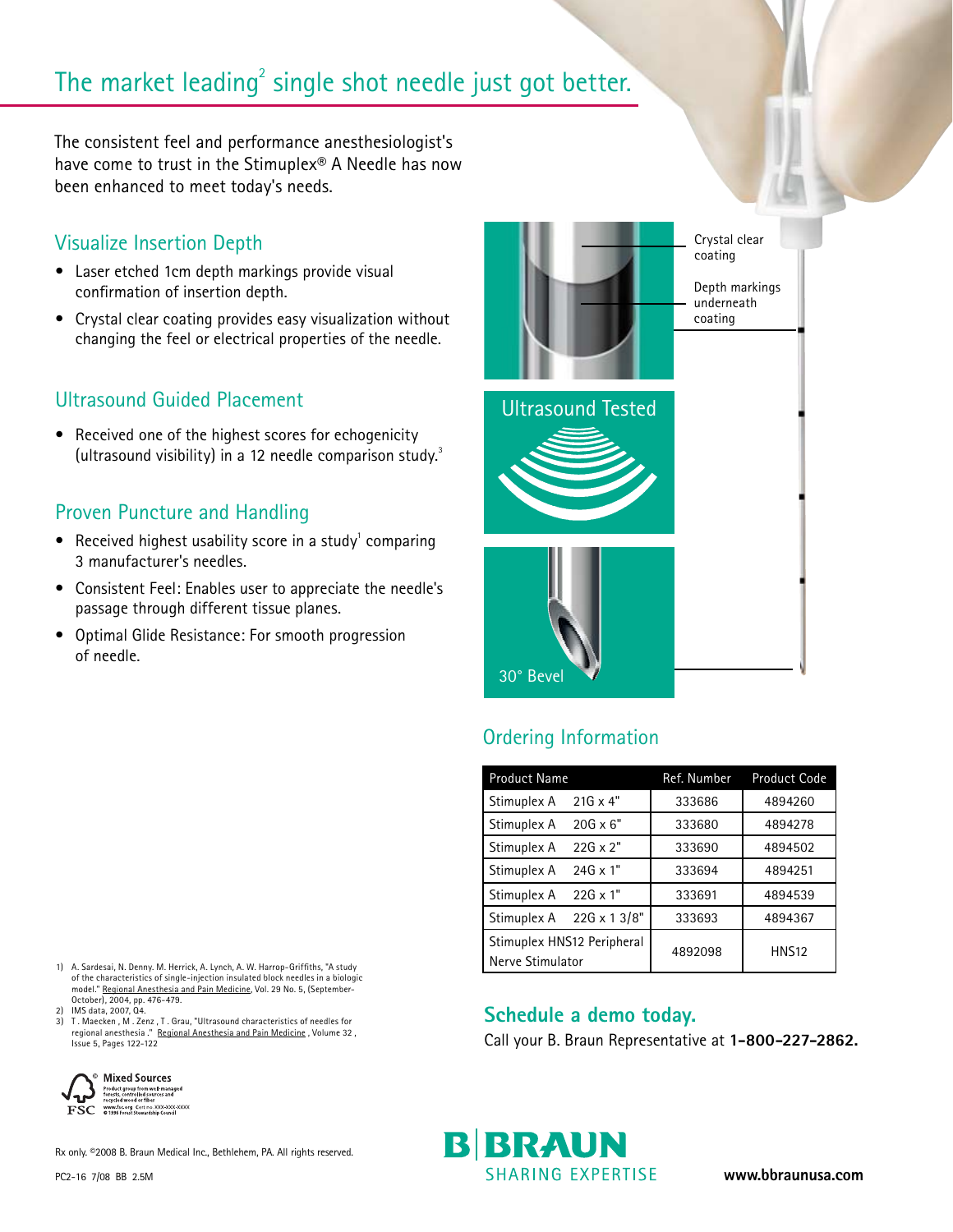# The market leading[2] single shot needle just got better.

The consistent feel and performance anesthesiologist's have come to trust in the Stimuplex® A Needle has now been enhanced to meet today's needs.

## Visualize Insertion Depth

- Laser etched 1cm depth markings provide visual confirmation of insertion depth.
- Crystal clear coating provides easy visualization without changing the feel or electrical properties of the needle.

## Ultrasound Guided Placement

- Received one of the highest scores for echogenicity (ultrasound visibility) in a 12 needle comparison study.[3]

## Proven Puncture and Handling

- Received highest usability score in a study[1] comparing 3 manufacturer's needles.
- Consistent Feel: Enables user to appreciate the needle's passage through different tissue planes.
- Optimal Glide Resistance: For smooth progression of needle.

Crystal clear coating

Depth markings underneath coating

Ultrasound Tested

30° Bevel

## Ordering Information

| Product Name | Ref. Number | Product Code |
|---|---|---|
| Stimuplex A 21G x 4" | 333686 | 4894260 |
| Stimuplex A 20G x 6" | 333680 | 4894278 |
| Stimuplex A 22G x 2" | 333690 | 4894502 |
| Stimuplex A 24G x 1" | 333694 | 4894251 |
| Stimuplex A 22G x 1" | 333691 | 4894539 |
| Stimuplex A 22G x 1 3/8" | 333693 | 4894367 |
| Stimuplex HNS12 Peripheral Nerve Stimulator | 4892098 | HNS12 |

## Schedule a demo today.

Call your B. Braun Representative at **1-800-227-2862.**

1) A. Sardesai, N. Denny. M. Herrick, A. Lynch, A. W. Harrop-Griffiths, "A study of the characteristics of single-injection insulated block needles in a biologic model." Regional Anesthesia and Pain Medicine, Vol. 29 No. 5, (September-October), 2004, pp. 476-479.
2) IMS data, 2007, Q4.
3) T. Maecken, M. Zenz, T. Grau, "Ultrasound characteristics of needles for regional anesthesia." Regional Anesthesia and Pain Medicine, Volume 32, Issue 5, Pages 122-122

Mixed Sources
Product group from well-managed forests, controlled sources and recycled wood or fiber
www.fsc.org Cert no. XXX-XXX-XXXX
© 1996 Forest Stewardship Council

Rx only. ©2008 B. Braun Medical Inc., Bethlehem, PA. All rights reserved.

PC2-16 7/08 BB 2.5M

B|BRAUN
SHARING EXPERTISE

**www.bbraunusa.com**